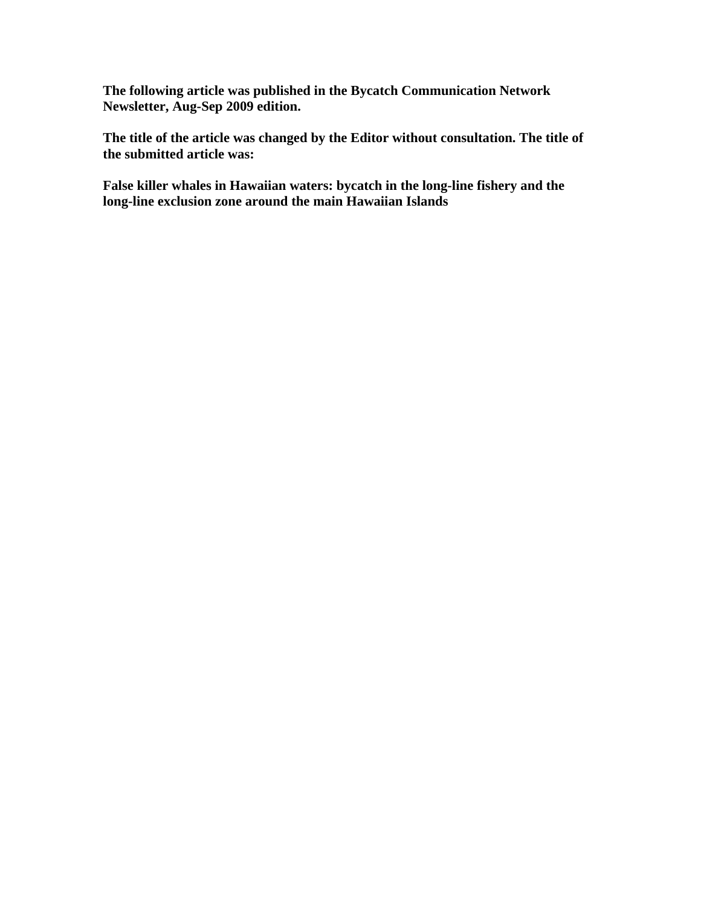**The following article was published in the Bycatch Communication Network Newsletter, Aug-Sep 2009 edition.**

**The title of the article was changed by the Editor without consultation. The title of the submitted article was:**

**False killer whales in Hawaiian waters: bycatch in the long-line fishery and the long-line exclusion zone around the main Hawaiian Islands**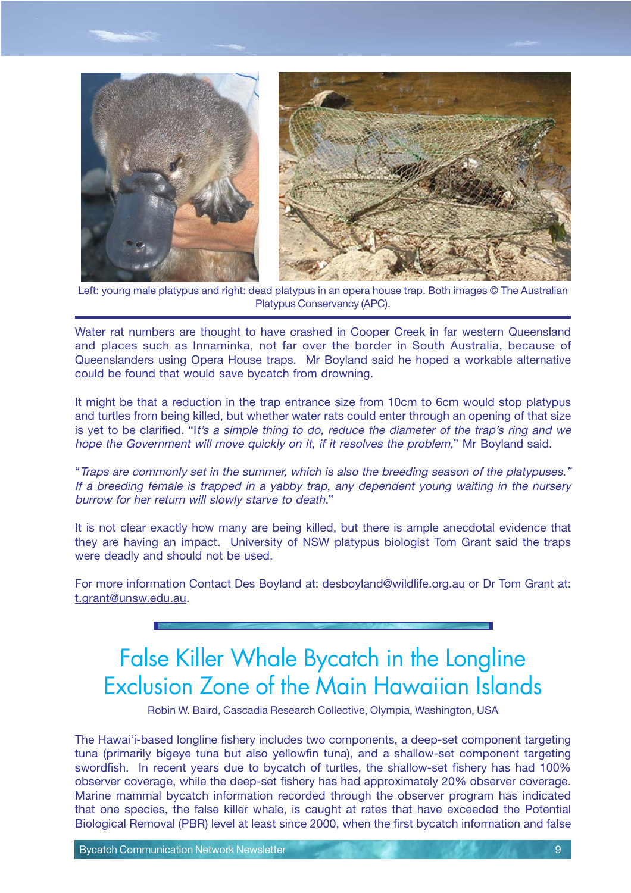Left: young male platypus and right: dead platypus in an opera house trap. Both images © The Australian Platypus Conservancy (APC).

Water rat numbers are thought to have crashed in Cooper Creek in far western Queensland and places such as Innaminka, not far over the border in South Australia, because of Queenslanders using Opera House traps. Mr Boyland said he hoped a workable alternative could be found that would save bycatch from drowning.

It might be that a reduction in the trap entrance size from 10cm to 6cm would stop platypus and turtles from being killed, but whether water rats could enter through an opening of that size is yet to be clarified. "*It's a simple thing to do, reduce the diameter of the trap's ring and we hope the Government will move quickly on it, if it resolves the problem,*" Mr Boyland said.

"*Traps are commonly set in the summer, which is also the breeding season of the platypuses." If a breeding female is trapped in a yabby trap, any dependent young waiting in the nursery burrow for her return will slowly starve to death.*"

It is not clear exactly how many are being killed, but there is ample anecdotal evidence that they are having an impact. University of NSW platypus biologist Tom Grant said the traps were deadly and should not be used.

For more information Contact Des Boyland at: desboyland@wildlife.org.au or Dr Tom Grant at: t.grant@unsw.edu.au.

# False Killer Whale Bycatch in the Longline Exclusion Zone of the Main Hawaiian Islands

Robin W. Baird, Cascadia Research Collective, Olympia, Washington, USA

The Hawai'i-based longline fishery includes two components, a deep-set component targeting tuna (primarily bigeye tuna but also yellowfin tuna), and a shallow-set component targeting swordfish. In recent years due to bycatch of turtles, the shallow-set fishery has had 100% observer coverage, while the deep-set fishery has had approximately 20% observer coverage. Marine mammal bycatch information recorded through the observer program has indicated that one species, the false killer whale, is caught at rates that have exceeded the Potential Biological Removal (PBR) level at least since 2000, when the first bycatch information and false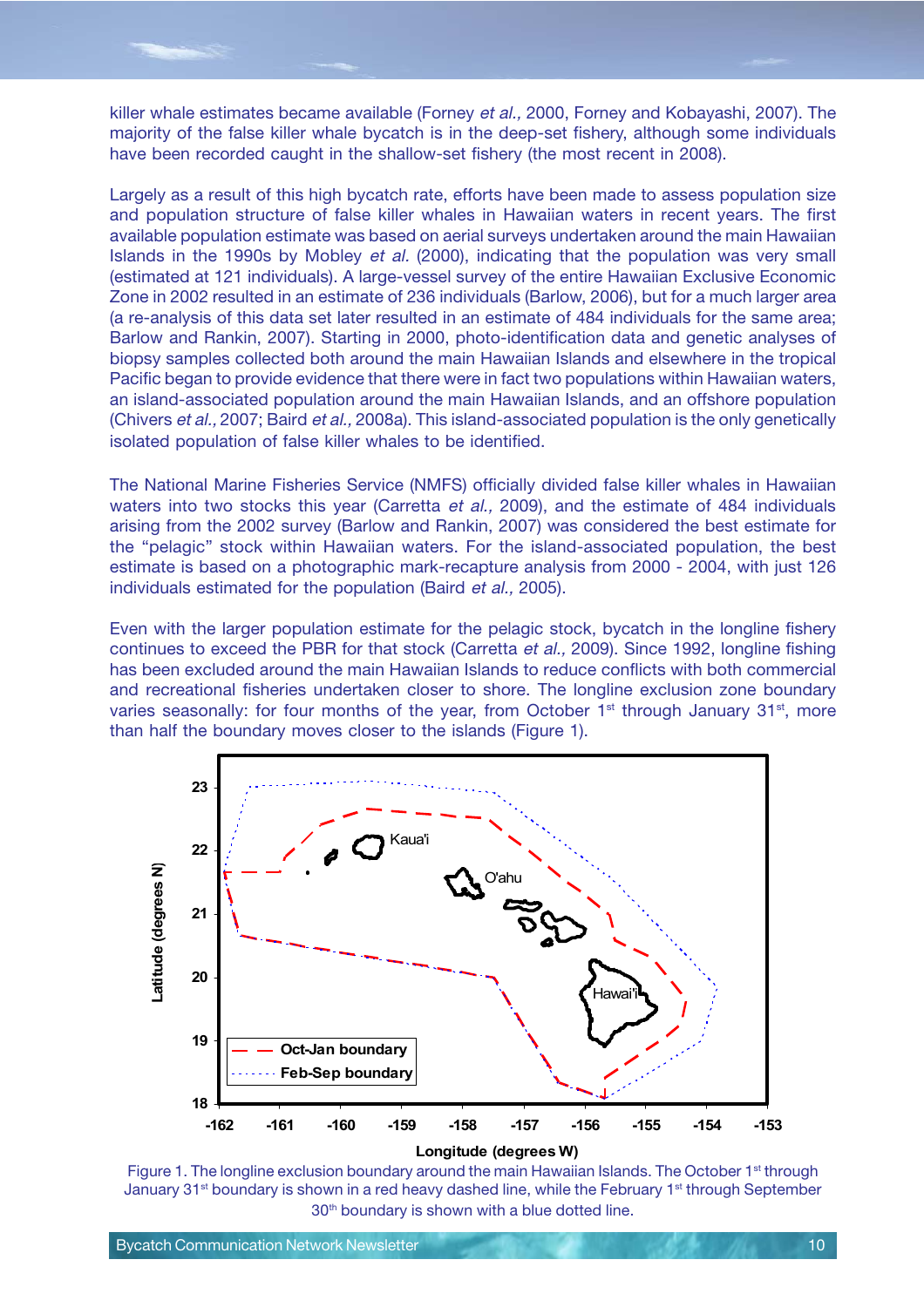killer whale estimates became available (Forney *et al.,* 2000, Forney and Kobayashi, 2007). The majority of the false killer whale bycatch is in the deep-set fishery, although some individuals have been recorded caught in the shallow-set fishery (the most recent in 2008).

Largely as a result of this high bycatch rate, efforts have been made to assess population size and population structure of false killer whales in Hawaiian waters in recent years. The first available population estimate was based on aerial surveys undertaken around the main Hawaiian Islands in the 1990s by Mobley *et al.* (2000), indicating that the population was very small (estimated at 121 individuals). A large-vessel survey of the entire Hawaiian Exclusive Economic Zone in 2002 resulted in an estimate of 236 individuals (Barlow, 2006), but for a much larger area (a re-analysis of this data set later resulted in an estimate of 484 individuals for the same area; Barlow and Rankin, 2007). Starting in 2000, photo-identification data and genetic analyses of biopsy samples collected both around the main Hawaiian Islands and elsewhere in the tropical Pacific began to provide evidence that there were in fact two populations within Hawaiian waters, an island-associated population around the main Hawaiian Islands, and an offshore population (Chivers *et al.,* 2007; Baird *et al.,* 2008a). This island-associated population is the only genetically isolated population of false killer whales to be identified.

The National Marine Fisheries Service (NMFS) officially divided false killer whales in Hawaiian waters into two stocks this year (Carretta *et al.,* 2009), and the estimate of 484 individuals arising from the 2002 survey (Barlow and Rankin, 2007) was considered the best estimate for the "pelagic" stock within Hawaiian waters. For the island-associated population, the best estimate is based on a photographic mark-recapture analysis from 2000 - 2004, with just 126 individuals estimated for the population (Baird *et al.,* 2005).

Even with the larger population estimate for the pelagic stock, bycatch in the longline fishery continues to exceed the PBR for that stock (Carretta *et al.,* 2009). Since 1992, longline fishing has been excluded around the main Hawaiian Islands to reduce conflicts with both commercial and recreational fisheries undertaken closer to shore. The longline exclusion zone boundary varies seasonally: for four months of the year, from October 1st through January 31st, more than half the boundary moves closer to the islands (Figure 1).

Figure 1. The longline exclusion boundary around the main Hawaiian Islands. The October 1st through January 31st boundary is shown in a red heavy dashed line, while the February 1st through September 30th boundary is shown with a blue dotted line.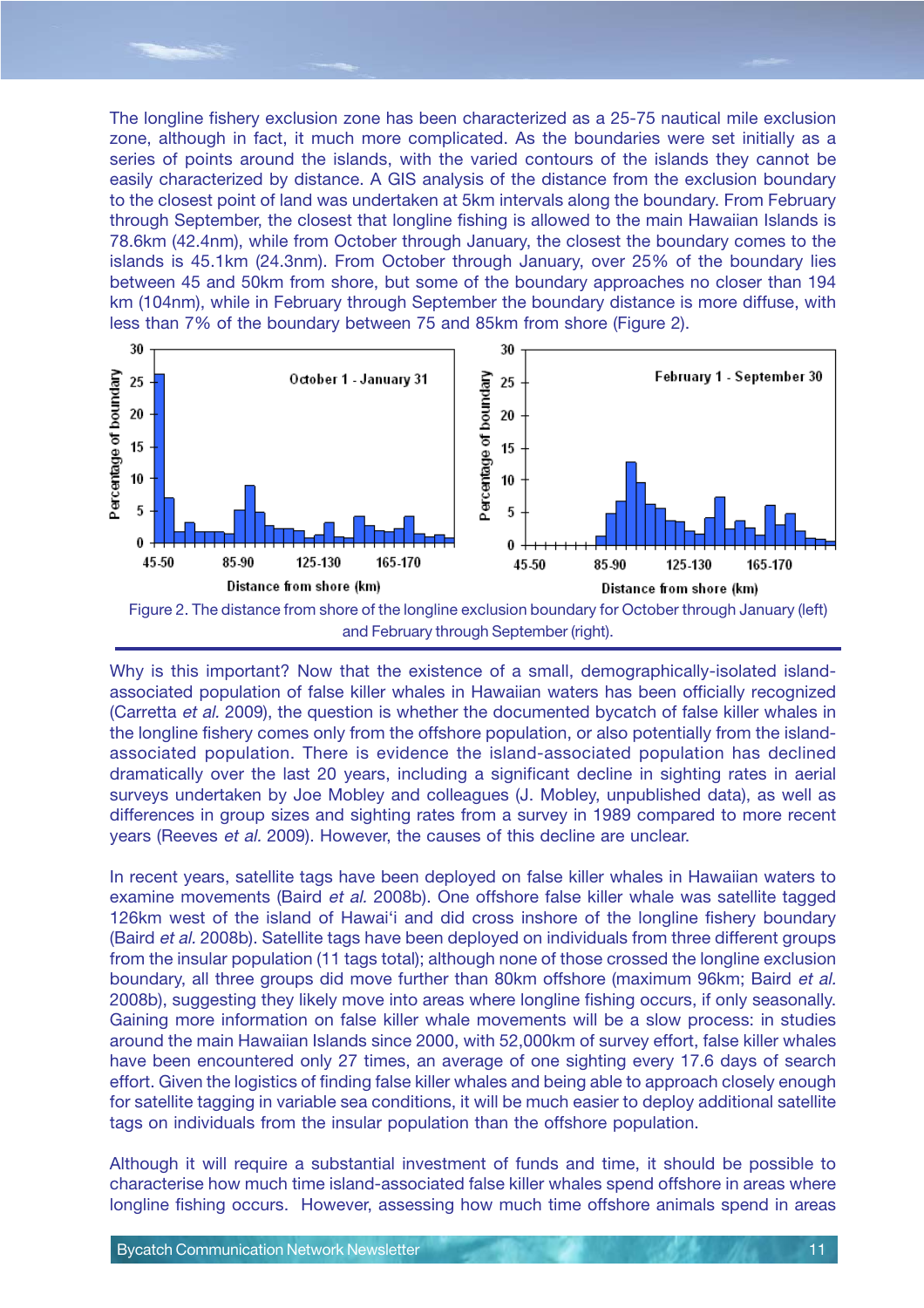The longline fishery exclusion zone has been characterized as a 25-75 nautical mile exclusion zone, although in fact, it much more complicated. As the boundaries were set initially as a series of points around the islands, with the varied contours of the islands they cannot be easily characterized by distance. A GIS analysis of the distance from the exclusion boundary to the closest point of land was undertaken at 5km intervals along the boundary. From February through September, the closest that longline fishing is allowed to the main Hawaiian Islands is 78.6km (42.4nm), while from October through January, the closest the boundary comes to the islands is 45.1km (24.3nm). From October through January, over 25% of the boundary lies between 45 and 50km from shore, but some of the boundary approaches no closer than 194 km (104nm), while in February through September the boundary distance is more diffuse, with less than 7% of the boundary between 75 and 85km from shore (Figure 2).

Figure 2. The distance from shore of the longline exclusion boundary for October through January (left) and February through September (right).

Why is this important? Now that the existence of a small, demographically-isolated island-associated population of false killer whales in Hawaiian waters has been officially recognized (Carretta *et al.* 2009), the question is whether the documented bycatch of false killer whales in the longline fishery comes only from the offshore population, or also potentially from the island-associated population. There is evidence the island-associated population has declined dramatically over the last 20 years, including a significant decline in sighting rates in aerial surveys undertaken by Joe Mobley and colleagues (J. Mobley, unpublished data), as well as differences in group sizes and sighting rates from a survey in 1989 compared to more recent years (Reeves *et al.* 2009). However, the causes of this decline are unclear.

In recent years, satellite tags have been deployed on false killer whales in Hawaiian waters to examine movements (Baird *et al.* 2008b). One offshore false killer whale was satellite tagged 126km west of the island of Hawai'i and did cross inshore of the longline fishery boundary (Baird *et al.* 2008b). Satellite tags have been deployed on individuals from three different groups from the insular population (11 tags total); although none of those crossed the longline exclusion boundary, all three groups did move further than 80km offshore (maximum 96km; Baird *et al.* 2008b), suggesting they likely move into areas where longline fishing occurs, if only seasonally. Gaining more information on false killer whale movements will be a slow process: in studies around the main Hawaiian Islands since 2000, with 52,000km of survey effort, false killer whales have been encountered only 27 times, an average of one sighting every 17.6 days of search effort. Given the logistics of finding false killer whales and being able to approach closely enough for satellite tagging in variable sea conditions, it will be much easier to deploy additional satellite tags on individuals from the insular population than the offshore population.

Although it will require a substantial investment of funds and time, it should be possible to characterise how much time island-associated false killer whales spend offshore in areas where longline fishing occurs. However, assessing how much time offshore animals spend in areas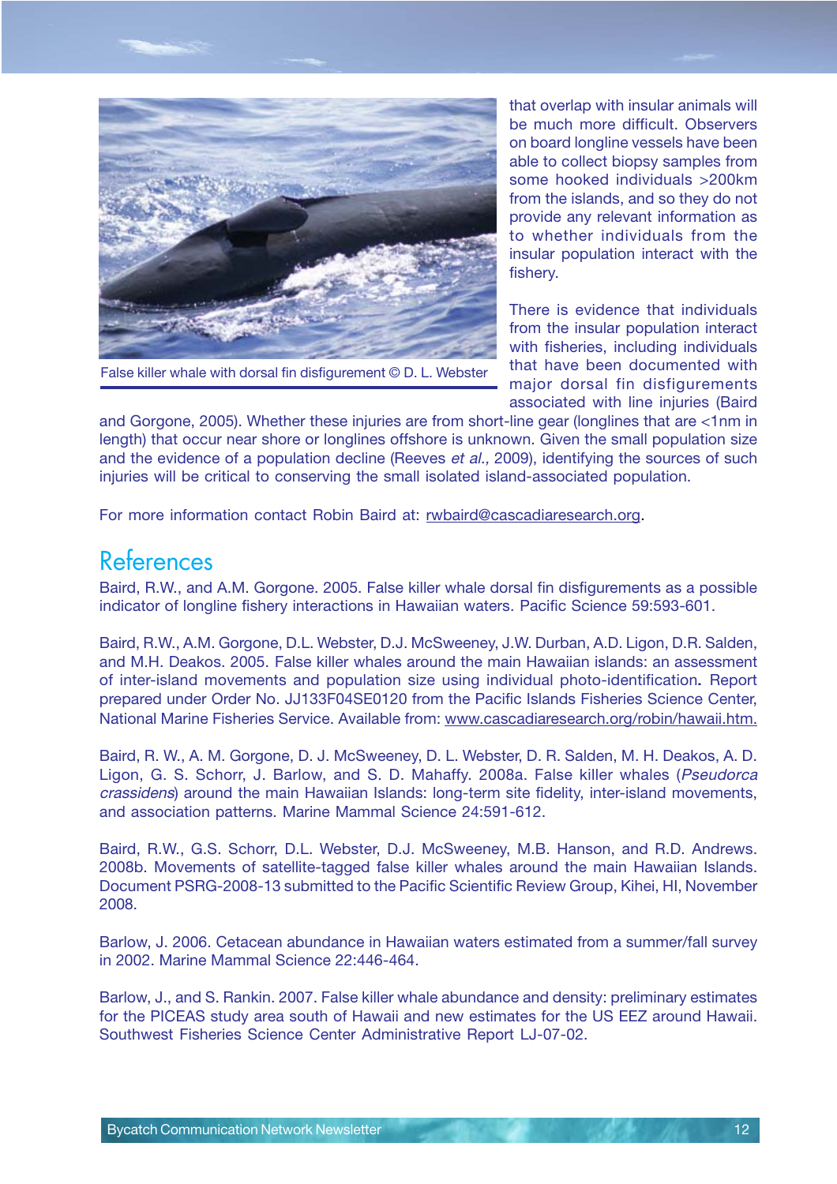False killer whale with dorsal fin disfigurement © D. L. Webster

that overlap with insular animals will be much more difficult. Observers on board longline vessels have been able to collect biopsy samples from some hooked individuals >200km from the islands, and so they do not provide any relevant information as to whether individuals from the insular population interact with the fishery.

There is evidence that individuals from the insular population interact with fisheries, including individuals that have been documented with major dorsal fin disfigurements associated with line injuries (Baird and Gorgone, 2005). Whether these injuries are from short-line gear (longlines that are <1nm in length) that occur near shore or longlines offshore is unknown. Given the small population size and the evidence of a population decline (Reeves *et al.,* 2009), identifying the sources of such injuries will be critical to conserving the small isolated island-associated population.

For more information contact Robin Baird at: rwbaird@cascadiaresearch.org.

## References

Baird, R.W., and A.M. Gorgone. 2005. False killer whale dorsal fin disfigurements as a possible indicator of longline fishery interactions in Hawaiian waters. Pacific Science 59:593-601.

Baird, R.W., A.M. Gorgone, D.L. Webster, D.J. McSweeney, J.W. Durban, A.D. Ligon, D.R. Salden, and M.H. Deakos. 2005. False killer whales around the main Hawaiian islands: an assessment of inter-island movements and population size using individual photo-identification**.** Report prepared under Order No. JJ133F04SE0120 from the Pacific Islands Fisheries Science Center, National Marine Fisheries Service. Available from: www.cascadiaresearch.org/robin/hawaii.htm.

Baird, R. W., A. M. Gorgone, D. J. McSweeney, D. L. Webster, D. R. Salden, M. H. Deakos, A. D. Ligon, G. S. Schorr, J. Barlow, and S. D. Mahaffy. 2008a. False killer whales (*Pseudorca crassidens*) around the main Hawaiian Islands: long-term site fidelity, inter-island movements, and association patterns. Marine Mammal Science 24:591-612.

Baird, R.W., G.S. Schorr, D.L. Webster, D.J. McSweeney, M.B. Hanson, and R.D. Andrews. 2008b. Movements of satellite-tagged false killer whales around the main Hawaiian Islands. Document PSRG-2008-13 submitted to the Pacific Scientific Review Group, Kihei, HI, November 2008.

Barlow, J. 2006. Cetacean abundance in Hawaiian waters estimated from a summer/fall survey in 2002. Marine Mammal Science 22:446-464.

Barlow, J., and S. Rankin. 2007. False killer whale abundance and density: preliminary estimates for the PICEAS study area south of Hawaii and new estimates for the US EEZ around Hawaii. Southwest Fisheries Science Center Administrative Report LJ-07-02.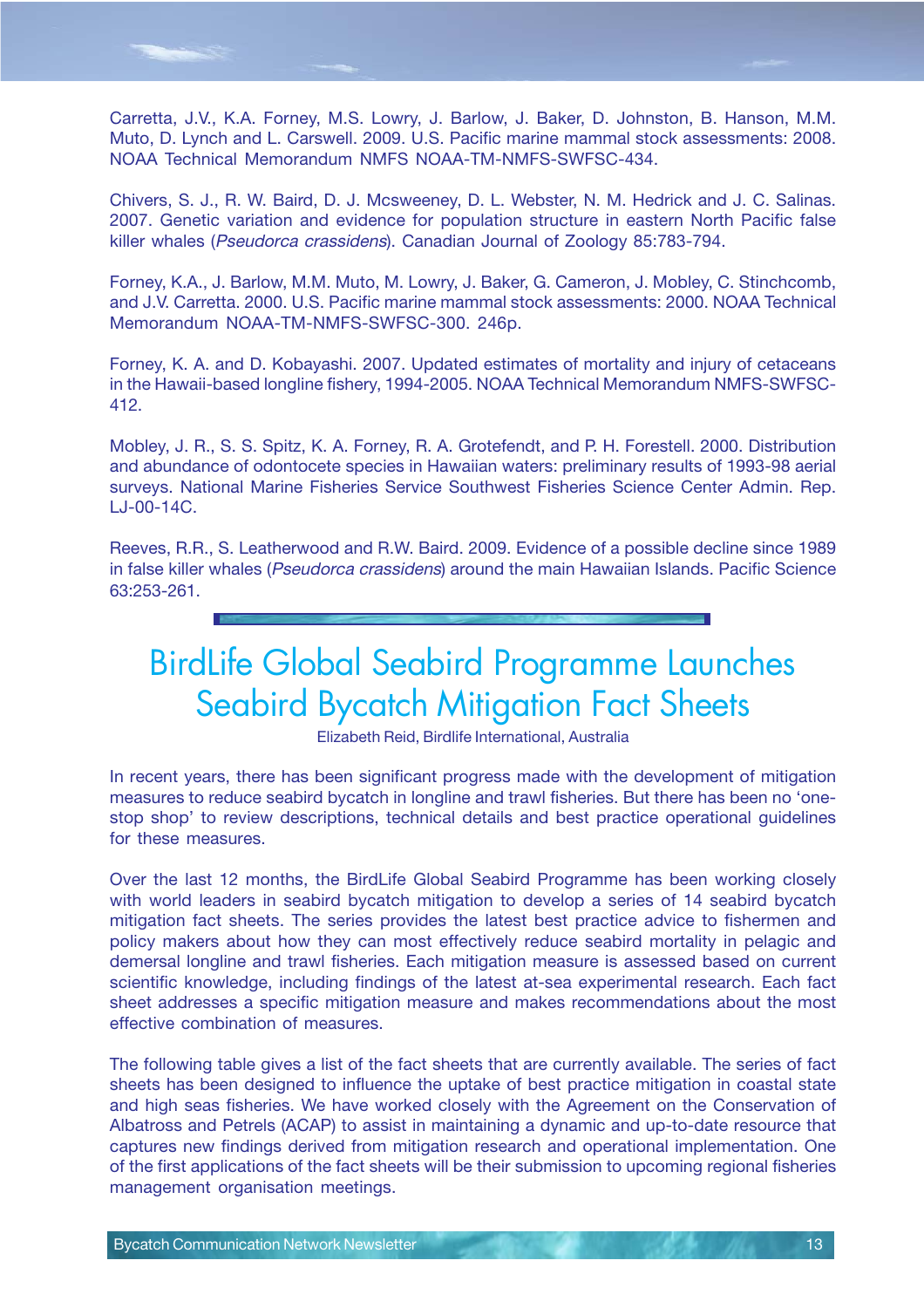Carretta, J.V., K.A. Forney, M.S. Lowry, J. Barlow, J. Baker, D. Johnston, B. Hanson, M.M. Muto, D. Lynch and L. Carswell. 2009. U.S. Pacific marine mammal stock assessments: 2008. NOAA Technical Memorandum NMFS NOAA-TM-NMFS-SWFSC-434.

Chivers, S. J., R. W. Baird, D. J. Mcsweeney, D. L. Webster, N. M. Hedrick and J. C. Salinas. 2007. Genetic variation and evidence for population structure in eastern North Pacific false killer whales (*Pseudorca crassidens*). Canadian Journal of Zoology 85:783-794.

Forney, K.A., J. Barlow, M.M. Muto, M. Lowry, J. Baker, G. Cameron, J. Mobley, C. Stinchcomb, and J.V. Carretta. 2000. U.S. Pacific marine mammal stock assessments: 2000. NOAA Technical Memorandum NOAA-TM-NMFS-SWFSC-300. 246p.

Forney, K. A. and D. Kobayashi. 2007. Updated estimates of mortality and injury of cetaceans in the Hawaii-based longline fishery, 1994-2005. NOAA Technical Memorandum NMFS-SWFSC-412.

Mobley, J. R., S. S. Spitz, K. A. Forney, R. A. Grotefendt, and P. H. Forestell. 2000. Distribution and abundance of odontocete species in Hawaiian waters: preliminary results of 1993-98 aerial surveys. National Marine Fisheries Service Southwest Fisheries Science Center Admin. Rep. LJ-00-14C.

Reeves, R.R., S. Leatherwood and R.W. Baird. 2009. Evidence of a possible decline since 1989 in false killer whales (*Pseudorca crassidens*) around the main Hawaiian Islands. Pacific Science 63:253-261.

# BirdLife Global Seabird Programme Launches Seabird Bycatch Mitigation Fact Sheets

Elizabeth Reid, Birdlife International, Australia

In recent years, there has been significant progress made with the development of mitigation measures to reduce seabird bycatch in longline and trawl fisheries. But there has been no 'one-stop shop' to review descriptions, technical details and best practice operational guidelines for these measures.

Over the last 12 months, the BirdLife Global Seabird Programme has been working closely with world leaders in seabird bycatch mitigation to develop a series of 14 seabird bycatch mitigation fact sheets. The series provides the latest best practice advice to fishermen and policy makers about how they can most effectively reduce seabird mortality in pelagic and demersal longline and trawl fisheries. Each mitigation measure is assessed based on current scientific knowledge, including findings of the latest at-sea experimental research. Each fact sheet addresses a specific mitigation measure and makes recommendations about the most effective combination of measures.

The following table gives a list of the fact sheets that are currently available. The series of fact sheets has been designed to influence the uptake of best practice mitigation in coastal state and high seas fisheries. We have worked closely with the Agreement on the Conservation of Albatross and Petrels (ACAP) to assist in maintaining a dynamic and up-to-date resource that captures new findings derived from mitigation research and operational implementation. One of the first applications of the fact sheets will be their submission to upcoming regional fisheries management organisation meetings.